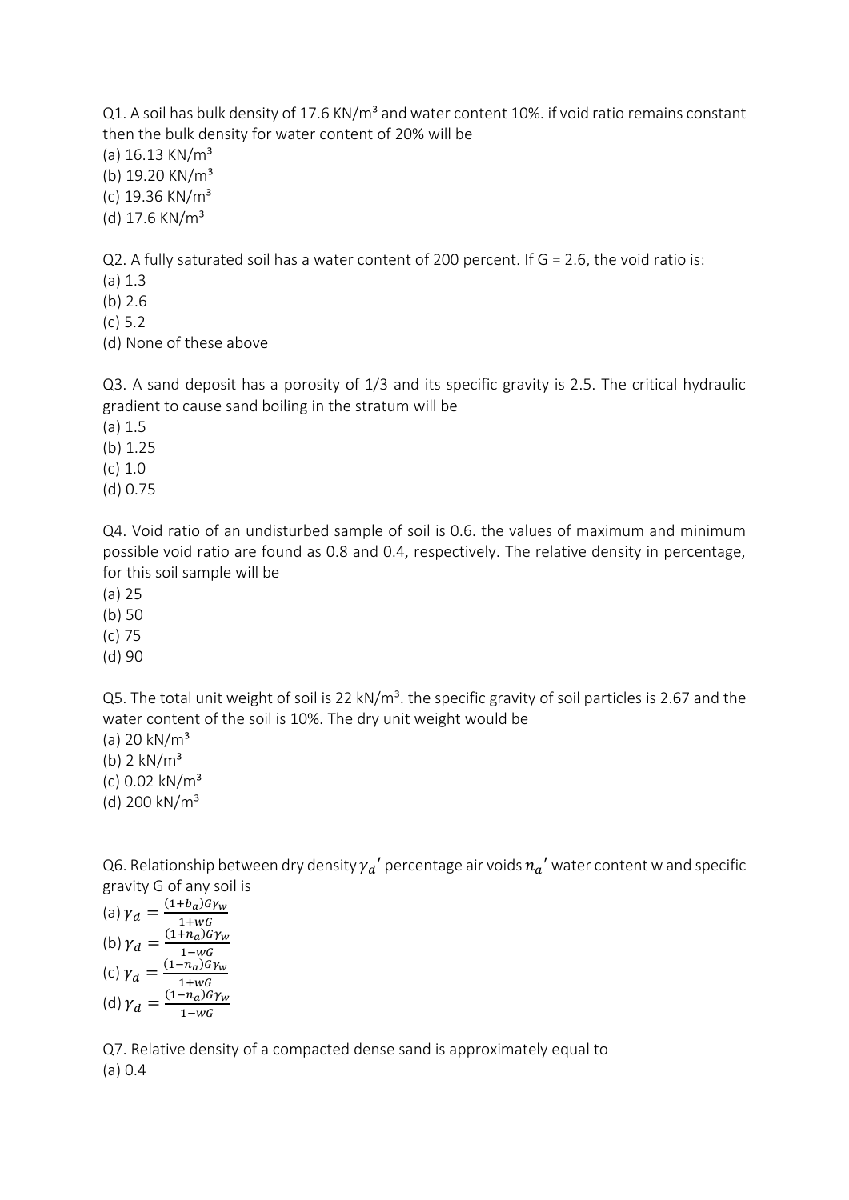Q1. A soil has bulk density of 17.6 KN/m³ and water content 10%. if void ratio remains constant then the bulk density for water content of 20% will be

(a) 16.13 KN/m³

(b) 19.20 KN/m³

(c) 19.36 KN/m³

(d) 17.6 KN/m³

Q2. A fully saturated soil has a water content of 200 percent. If G = 2.6, the void ratio is:

(a) 1.3

(b) 2.6

(c) 5.2

(d) None of these above

Q3. A sand deposit has a porosity of 1/3 and its specific gravity is 2.5. The critical hydraulic gradient to cause sand boiling in the stratum will be

(a) 1.5

(b) 1.25

(c) 1.0

(d) 0.75

Q4. Void ratio of an undisturbed sample of soil is 0.6. the values of maximum and minimum possible void ratio are found as 0.8 and 0.4, respectively. The relative density in percentage, for this soil sample will be

(a) 25

(b) 50

(c) 75

(d) 90

Q5. The total unit weight of soil is 22 kN/m³. the specific gravity of soil particles is 2.67 and the water content of the soil is 10%. The dry unit weight would be

(a) 20 kN/m³

(b) 2 kN/m³

(c) 0.02 kN/m³

(d) 200 kN/m³

Q6. Relationship between dry density $\gamma_d{}'$ percentage air voids $n_a{}'$ water content w and specific gravity G of any soil is

(a) $\gamma_d = \frac{(1+b_a)G\gamma_w}{1+wG}$

(b) $\gamma_d = \frac{(1+n_a)G\gamma_w}{1-wG}$

(c) $\gamma_d = \frac{(1-n_a)G\gamma_w}{1+wG}$

(d) $\gamma_d = \frac{(1-n_a)G\gamma_w}{1-wG}$

Q7. Relative density of a compacted dense sand is approximately equal to

(a) 0.4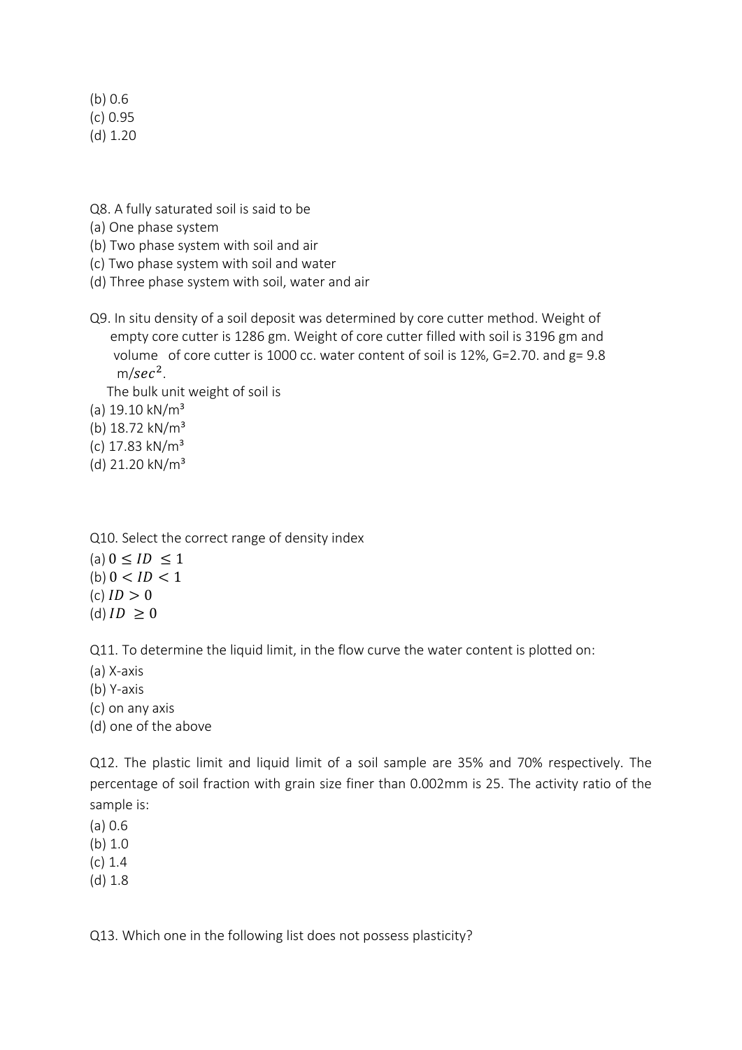(b) 0.6
(c) 0.95
(d) 1.20

Q8. A fully saturated soil is said to be
(a) One phase system
(b) Two phase system with soil and air
(c) Two phase system with soil and water
(d) Three phase system with soil, water and air

Q9. In situ density of a soil deposit was determined by core cutter method. Weight of empty core cutter is 1286 gm. Weight of core cutter filled with soil is 3196 gm and volume of core cutter is 1000 cc. water content of soil is 12%, G=2.70. and g= 9.8 m/$sec^2$.
The bulk unit weight of soil is
(a) 19.10 kN/m³
(b) 18.72 kN/m³
(c) 17.83 kN/m³
(d) 21.20 kN/m³

Q10. Select the correct range of density index
(a) $0 \leq ID \leq 1$
(b) $0 < ID < 1$
(c) $ID > 0$
(d) $ID \geq 0$

Q11. To determine the liquid limit, in the flow curve the water content is plotted on:
(a) X-axis
(b) Y-axis
(c) on any axis
(d) one of the above

Q12. The plastic limit and liquid limit of a soil sample are 35% and 70% respectively. The percentage of soil fraction with grain size finer than 0.002mm is 25. The activity ratio of the sample is:
(a) 0.6
(b) 1.0
(c) 1.4
(d) 1.8

Q13. Which one in the following list does not possess plasticity?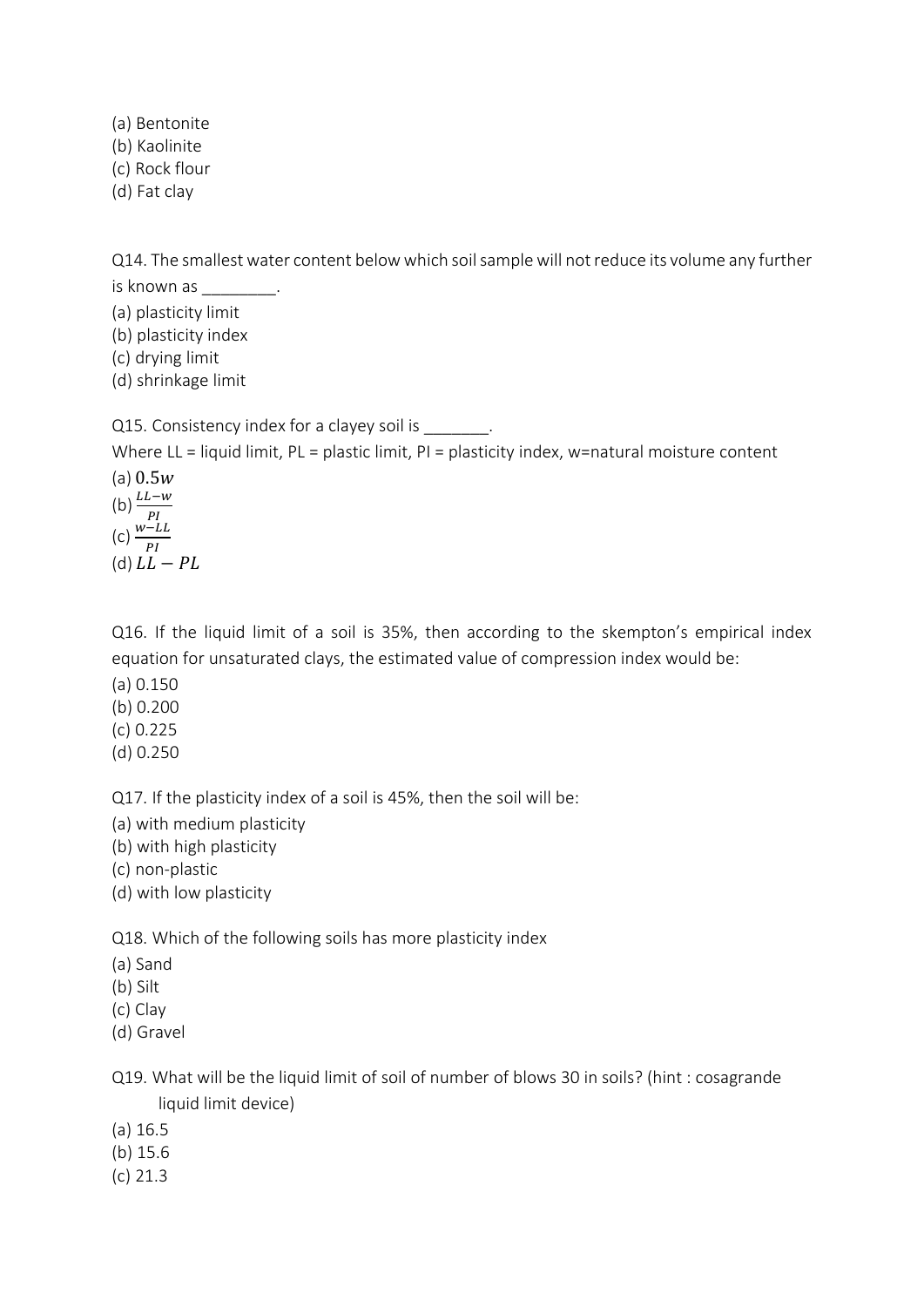(a) Bentonite
(b) Kaolinite
(c) Rock flour
(d) Fat clay

Q14. The smallest water content below which soil sample will not reduce its volume any further is known as ________.
(a) plasticity limit
(b) plasticity index
(c) drying limit
(d) shrinkage limit

Q15. Consistency index for a clayey soil is _______.
Where LL = liquid limit, PL = plastic limit, PI = plasticity index, w=natural moisture content
(a) $0.5w$
(b) $\frac{LL-w}{PI}$
(c) $\frac{w-LL}{PI}$
(d) $LL - PL$

Q16. If the liquid limit of a soil is 35%, then according to the skempton's empirical index equation for unsaturated clays, the estimated value of compression index would be:
(a) 0.150
(b) 0.200
(c) 0.225
(d) 0.250

Q17. If the plasticity index of a soil is 45%, then the soil will be:
(a) with medium plasticity
(b) with high plasticity
(c) non-plastic
(d) with low plasticity

Q18. Which of the following soils has more plasticity index
(a) Sand
(b) Silt
(c) Clay
(d) Gravel

Q19. What will be the liquid limit of soil of number of blows 30 in soils? (hint : cosagrande liquid limit device)
(a) 16.5
(b) 15.6
(c) 21.3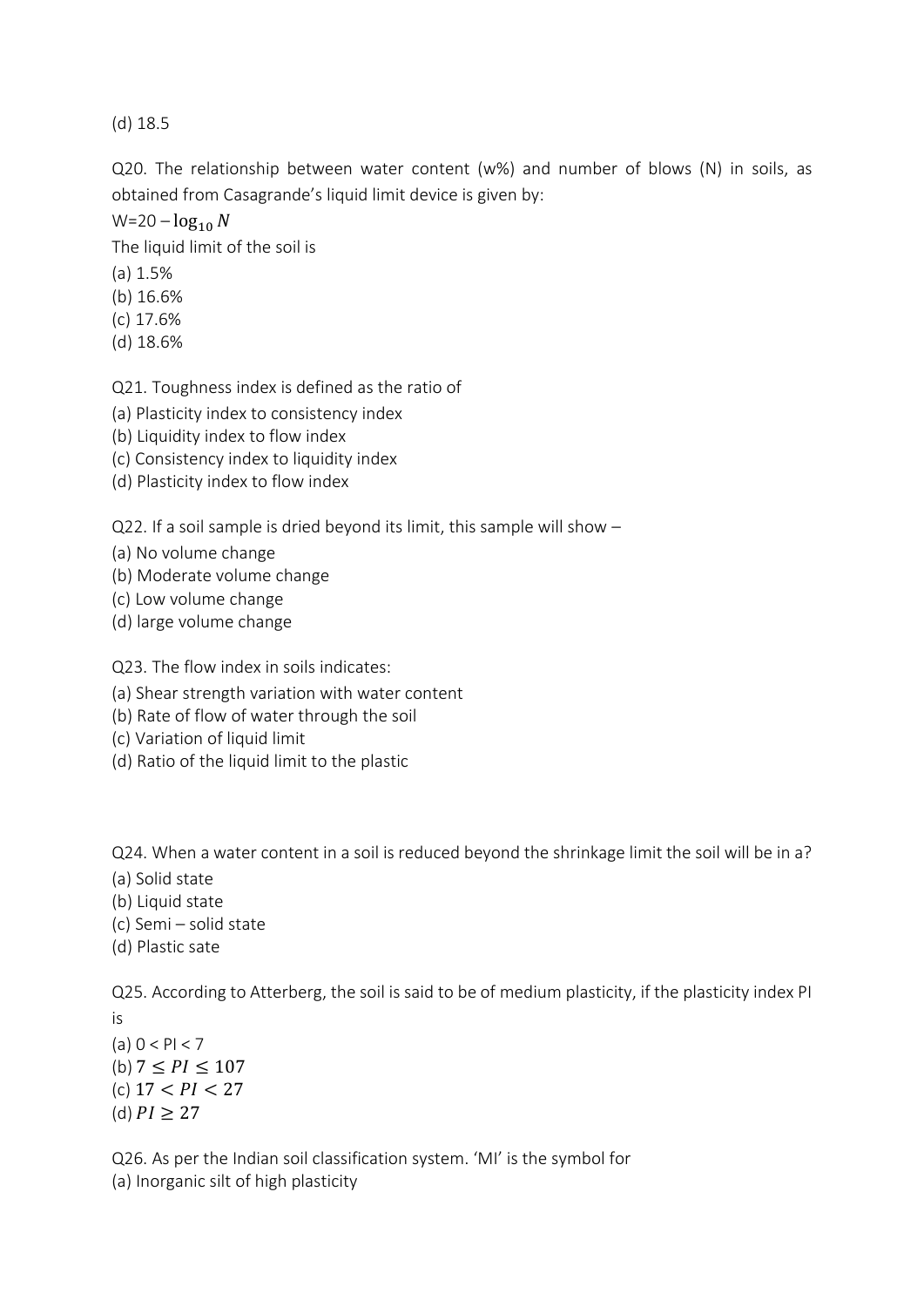(d) 18.5

Q20. The relationship between water content (w%) and number of blows (N) in soils, as obtained from Casagrande's liquid limit device is given by:

W=20 $- \log_{10} N$

The liquid limit of the soil is

(a) 1.5%

(b) 16.6%

(c) 17.6%

(d) 18.6%

Q21. Toughness index is defined as the ratio of

(a) Plasticity index to consistency index

(b) Liquidity index to flow index

(c) Consistency index to liquidity index

(d) Plasticity index to flow index

Q22. If a soil sample is dried beyond its limit, this sample will show –

(a) No volume change

(b) Moderate volume change

(c) Low volume change

(d) large volume change

Q23. The flow index in soils indicates:

(a) Shear strength variation with water content

(b) Rate of flow of water through the soil

(c) Variation of liquid limit

(d) Ratio of the liquid limit to the plastic

Q24. When a water content in a soil is reduced beyond the shrinkage limit the soil will be in a?

(a) Solid state

(b) Liquid state

(c) Semi – solid state

(d) Plastic sate

Q25. According to Atterberg, the soil is said to be of medium plasticity, if the plasticity index PI is

(a) 0 < PI < 7

(b) $7 \leq PI \leq 107$

(c) $17 < PI < 27$

(d) $PI \geq 27$

Q26. As per the Indian soil classification system. 'MI' is the symbol for

(a) Inorganic silt of high plasticity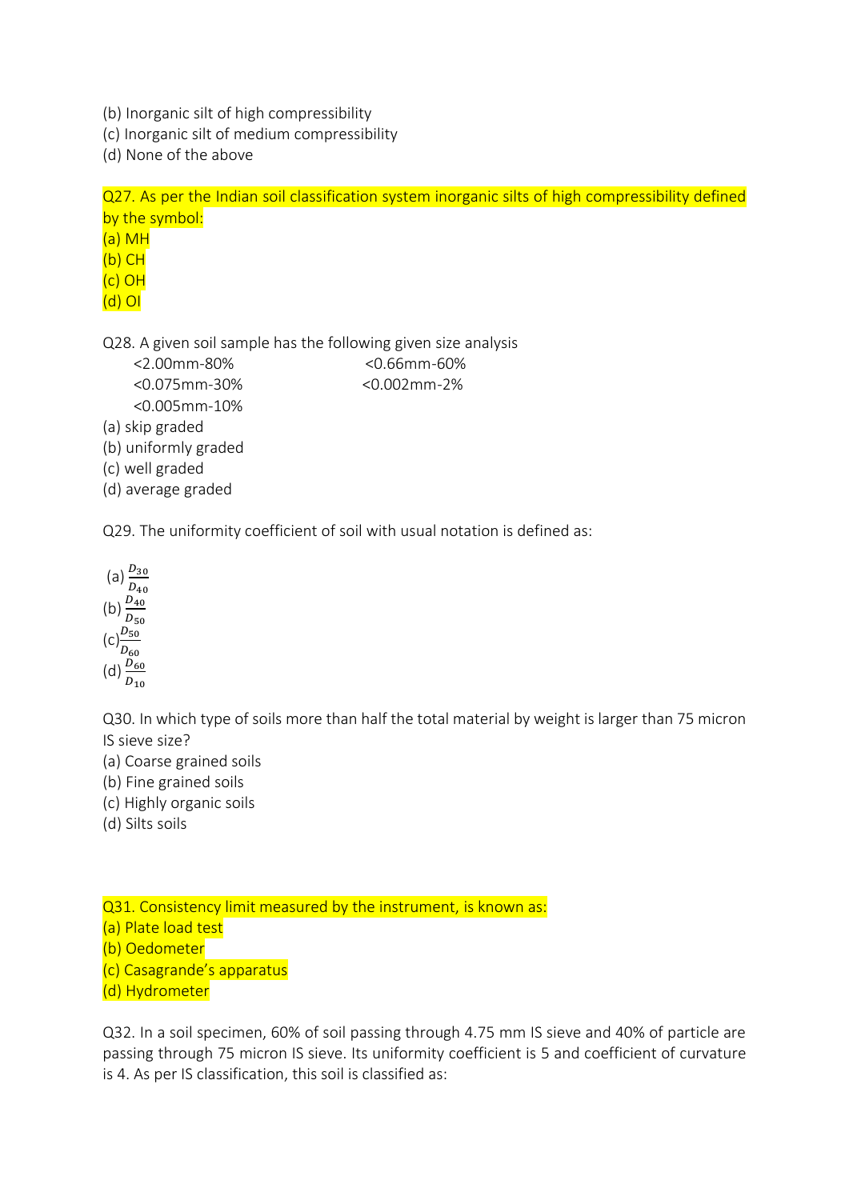(b) Inorganic silt of high compressibility
(c) Inorganic silt of medium compressibility
(d) None of the above

Q27. As per the Indian soil classification system inorganic silts of high compressibility defined by the symbol:
(a) MH
(b) CH
(c) OH
(d) OI

Q28. A given soil sample has the following given size analysis

<2.00mm-80% <0.66mm-60%
<0.075mm-30% <0.002mm-2%
<0.005mm-10%

(a) skip graded
(b) uniformly graded
(c) well graded
(d) average graded

Q29. The uniformity coefficient of soil with usual notation is defined as:

(a) $\frac{D_{30}}{D_{40}}$
(b) $\frac{D_{40}}{D_{50}}$
(c) $\frac{D_{50}}{D_{60}}$
(d) $\frac{D_{60}}{D_{10}}$

Q30. In which type of soils more than half the total material by weight is larger than 75 micron IS sieve size?
(a) Coarse grained soils
(b) Fine grained soils
(c) Highly organic soils
(d) Silts soils

Q31. Consistency limit measured by the instrument, is known as:
(a) Plate load test
(b) Oedometer
(c) Casagrande's apparatus
(d) Hydrometer

Q32. In a soil specimen, 60% of soil passing through 4.75 mm IS sieve and 40% of particle are passing through 75 micron IS sieve. Its uniformity coefficient is 5 and coefficient of curvature is 4. As per IS classification, this soil is classified as: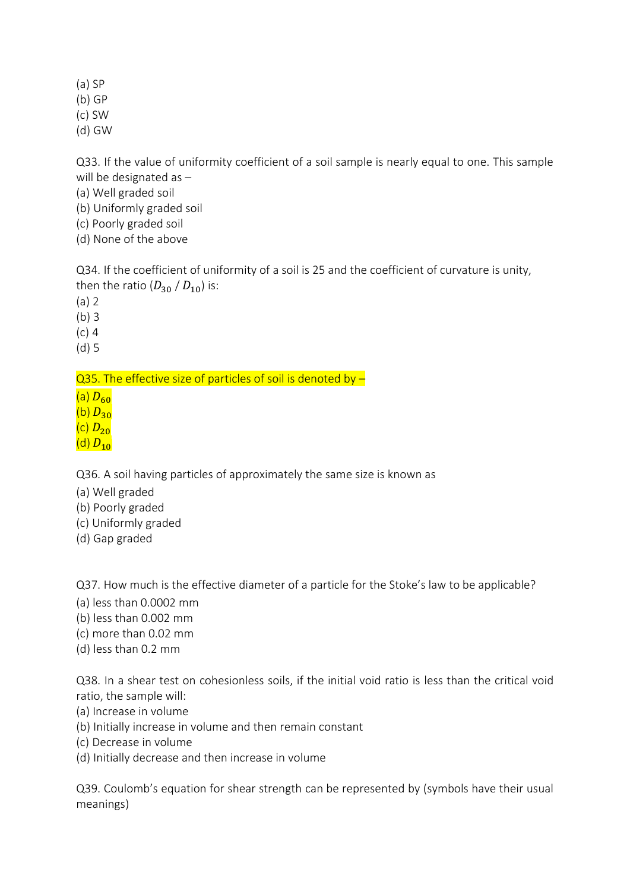(a) SP
(b) GP
(c) SW
(d) GW

Q33. If the value of uniformity coefficient of a soil sample is nearly equal to one. This sample will be designated as –
(a) Well graded soil
(b) Uniformly graded soil
(c) Poorly graded soil
(d) None of the above

Q34. If the coefficient of uniformity of a soil is 25 and the coefficient of curvature is unity, then the ratio ($D_{30}$ / $D_{10}$) is:
(a) 2
(b) 3
(c) 4
(d) 5

Q35. The effective size of particles of soil is denoted by –
(a) $D_{60}$
(b) $D_{30}$
(c) $D_{20}$
(d) $D_{10}$

Q36. A soil having particles of approximately the same size is known as
(a) Well graded
(b) Poorly graded
(c) Uniformly graded
(d) Gap graded

Q37. How much is the effective diameter of a particle for the Stoke's law to be applicable?
(a) less than 0.0002 mm
(b) less than 0.002 mm
(c) more than 0.02 mm
(d) less than 0.2 mm

Q38. In a shear test on cohesionless soils, if the initial void ratio is less than the critical void ratio, the sample will:
(a) Increase in volume
(b) Initially increase in volume and then remain constant
(c) Decrease in volume
(d) Initially decrease and then increase in volume

Q39. Coulomb's equation for shear strength can be represented by (symbols have their usual meanings)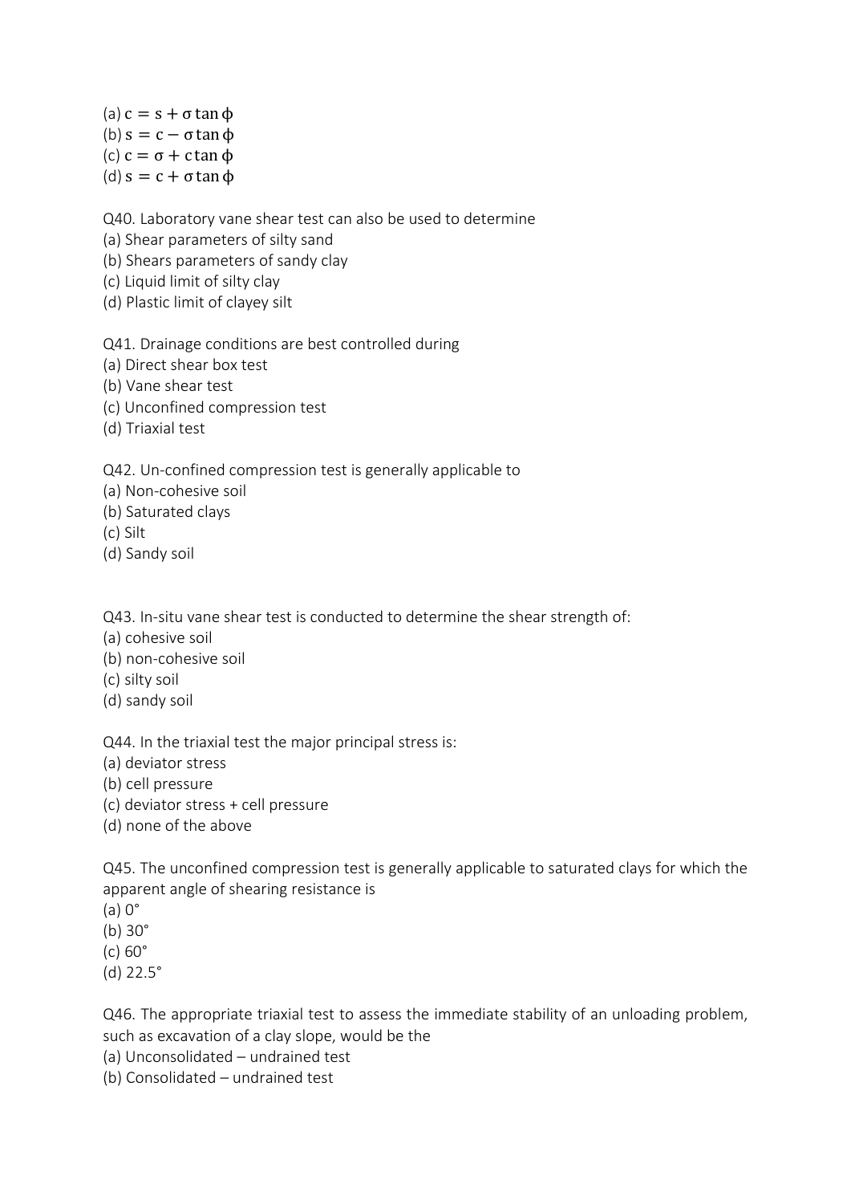(a) $c = s + \sigma \tan \phi$
(b) $s = c - \sigma \tan \phi$
(c) $c = \sigma + c \tan \phi$
(d) $s = c + \sigma \tan \phi$

Q40. Laboratory vane shear test can also be used to determine
(a) Shear parameters of silty sand
(b) Shears parameters of sandy clay
(c) Liquid limit of silty clay
(d) Plastic limit of clayey silt

Q41. Drainage conditions are best controlled during
(a) Direct shear box test
(b) Vane shear test
(c) Unconfined compression test
(d) Triaxial test

Q42. Un-confined compression test is generally applicable to
(a) Non-cohesive soil
(b) Saturated clays
(c) Silt
(d) Sandy soil

Q43. In-situ vane shear test is conducted to determine the shear strength of:
(a) cohesive soil
(b) non-cohesive soil
(c) silty soil
(d) sandy soil

Q44. In the triaxial test the major principal stress is:
(a) deviator stress
(b) cell pressure
(c) deviator stress + cell pressure
(d) none of the above

Q45. The unconfined compression test is generally applicable to saturated clays for which the apparent angle of shearing resistance is
(a) 0°
(b) 30°
(c) 60°
(d) 22.5°

Q46. The appropriate triaxial test to assess the immediate stability of an unloading problem, such as excavation of a clay slope, would be the
(a) Unconsolidated – undrained test
(b) Consolidated – undrained test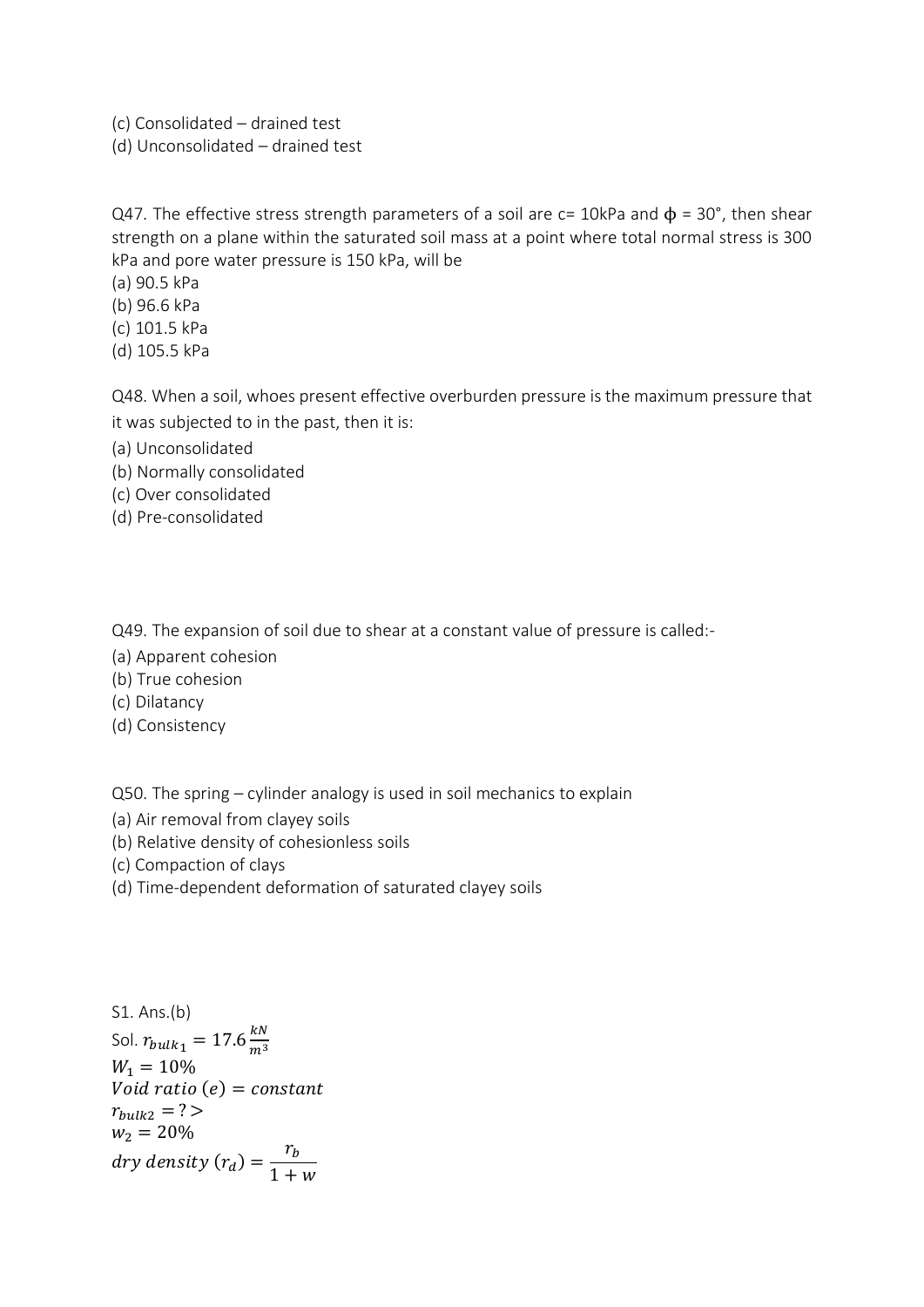(c) Consolidated – drained test
(d) Unconsolidated – drained test

Q47. The effective stress strength parameters of a soil are c= 10kPa and ϕ = 30°, then shear strength on a plane within the saturated soil mass at a point where total normal stress is 300 kPa and pore water pressure is 150 kPa, will be
(a) 90.5 kPa
(b) 96.6 kPa
(c) 101.5 kPa
(d) 105.5 kPa

Q48. When a soil, whoes present effective overburden pressure is the maximum pressure that it was subjected to in the past, then it is:
(a) Unconsolidated
(b) Normally consolidated
(c) Over consolidated
(d) Pre-consolidated

Q49. The expansion of soil due to shear at a constant value of pressure is called:-
(a) Apparent cohesion
(b) True cohesion
(c) Dilatancy
(d) Consistency

Q50. The spring – cylinder analogy is used in soil mechanics to explain
(a) Air removal from clayey soils
(b) Relative density of cohesionless soils
(c) Compaction of clays
(d) Time-dependent deformation of saturated clayey soils

S1. Ans.(b)
Sol. $r_{bulk_1} = 17.6 \frac{kN}{m^3}$
$W_1 = 10\%$
$Void\ ratio\ (e) = constant$
$r_{bulk2} = ? >$
$w_2 = 20\%$
$dry\ density\ (r_d) = \frac{r_b}{1 + w}$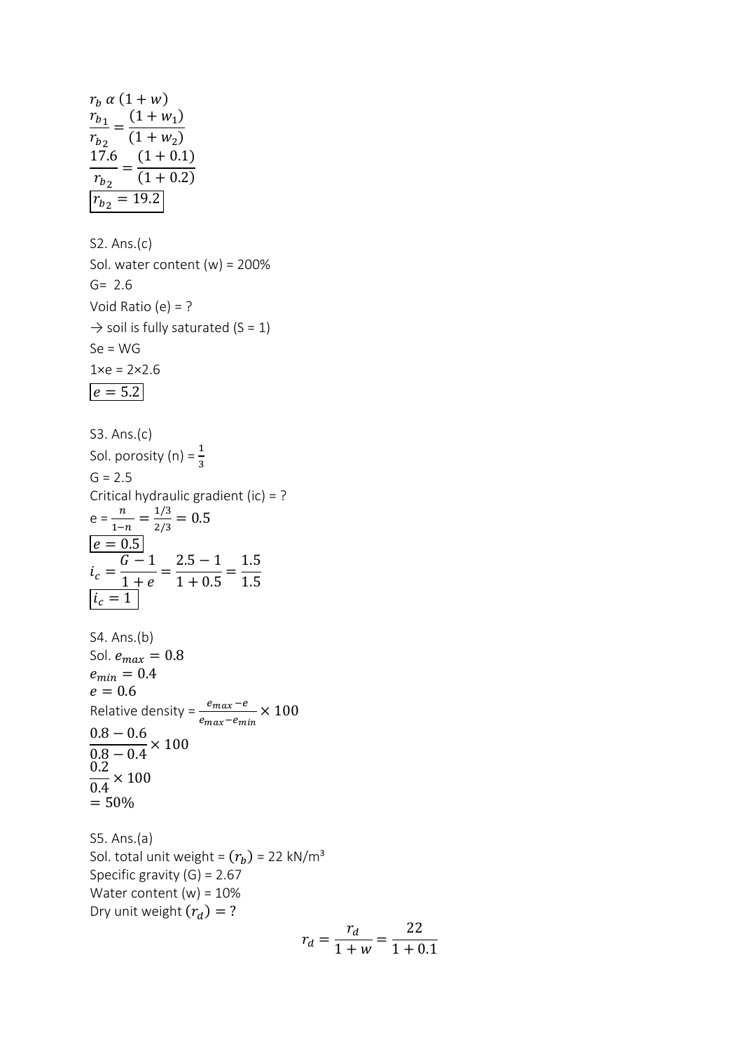$$r_b \; \alpha \; (1 + w)$$

$$\frac{r_{b_1}}{r_{b_2}} = \frac{(1 + w_1)}{(1 + w_2)}$$

$$\frac{17.6}{r_{b_2}} = \frac{(1 + 0.1)}{(1 + 0.2)}$$

$$\boxed{r_{b_2} = 19.2}$$

S2. Ans.(c)

Sol. water content (w) = 200%

G= 2.6

Void Ratio (e) = ?

→ soil is fully saturated (S = 1)

Se = WG

1×e = 2×2.6

$$\boxed{e = 5.2}$$

S3. Ans.(c)

Sol. porosity (n) = $\frac{1}{3}$

G = 2.5

Critical hydraulic gradient (ic) = ?

e = $\frac{n}{1-n} = \frac{1/3}{2/3} = 0.5$

$$\boxed{e = 0.5}$$

$$i_c = \frac{G - 1}{1 + e} = \frac{2.5 - 1}{1 + 0.5} = \frac{1.5}{1.5}$$

$$\boxed{i_c = 1}$$

S4. Ans.(b)

Sol. $e_{max} = 0.8$

$e_{min} = 0.4$

$e = 0.6$

Relative density = $\frac{e_{max} - e}{e_{max} - e_{min}} \times 100$

$$\frac{0.8 - 0.6}{0.8 - 0.4} \times 100$$

$$\frac{0.2}{0.4} \times 100$$

$$= 50\%$$

S5. Ans.(a)

Sol. total unit weight = $(r_b)$ = 22 kN/m³

Specific gravity (G) = 2.67

Water content (w) = 10%

Dry unit weight $(r_d) = ?$

$$r_d = \frac{r_d}{1 + w} = \frac{22}{1 + 0.1}$$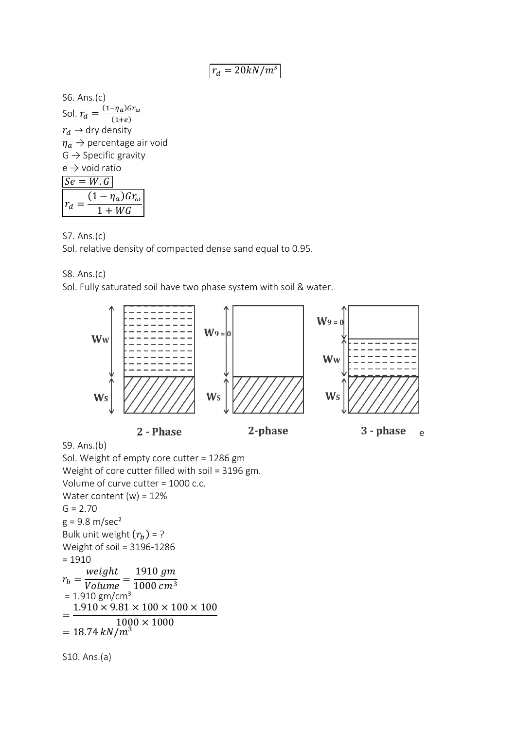$$r_d = 20kN/m^s$$

S6. Ans.(c)

Sol. $r_d = \frac{(1-\eta_a)Gr_\omega}{(1+e)}$

$r_d \rightarrow$ dry density

$\eta_a \rightarrow$ percentage air void

G → Specific gravity

e → void ratio

$$Se = W.G$$

$$r_d = \frac{(1-\eta_a)Gr_\omega}{1+WG}$$

S7. Ans.(c)

Sol. relative density of compacted dense sand equal to 0.95.

S8. Ans.(c)

Sol. Fully saturated soil have two phase system with soil & water.

Ww

Ws

2 - Phase

W9 = 0

Ws

2-phase

W9 = 0

Ww

Ws

3 - phase

e

S9. Ans.(b)

Sol. Weight of empty core cutter = 1286 gm

Weight of core cutter filled with soil = 3196 gm.

Volume of curve cutter = 1000 c.c.

Water content (w) = 12%

G = 2.70

g = 9.8 m/sec²

Bulk unit weight ($r_b$) = ?

Weight of soil = 3196-1286

= 1910

$$r_b = \frac{weight}{Volume} = \frac{1910\ gm}{1000\ cm^3}$$

= 1.910 gm/cm³

$$= \frac{1.910 \times 9.81 \times 100 \times 100 \times 100}{1000 \times 1000}$$

$$= 18.74\ kN/m^3$$

S10. Ans.(a)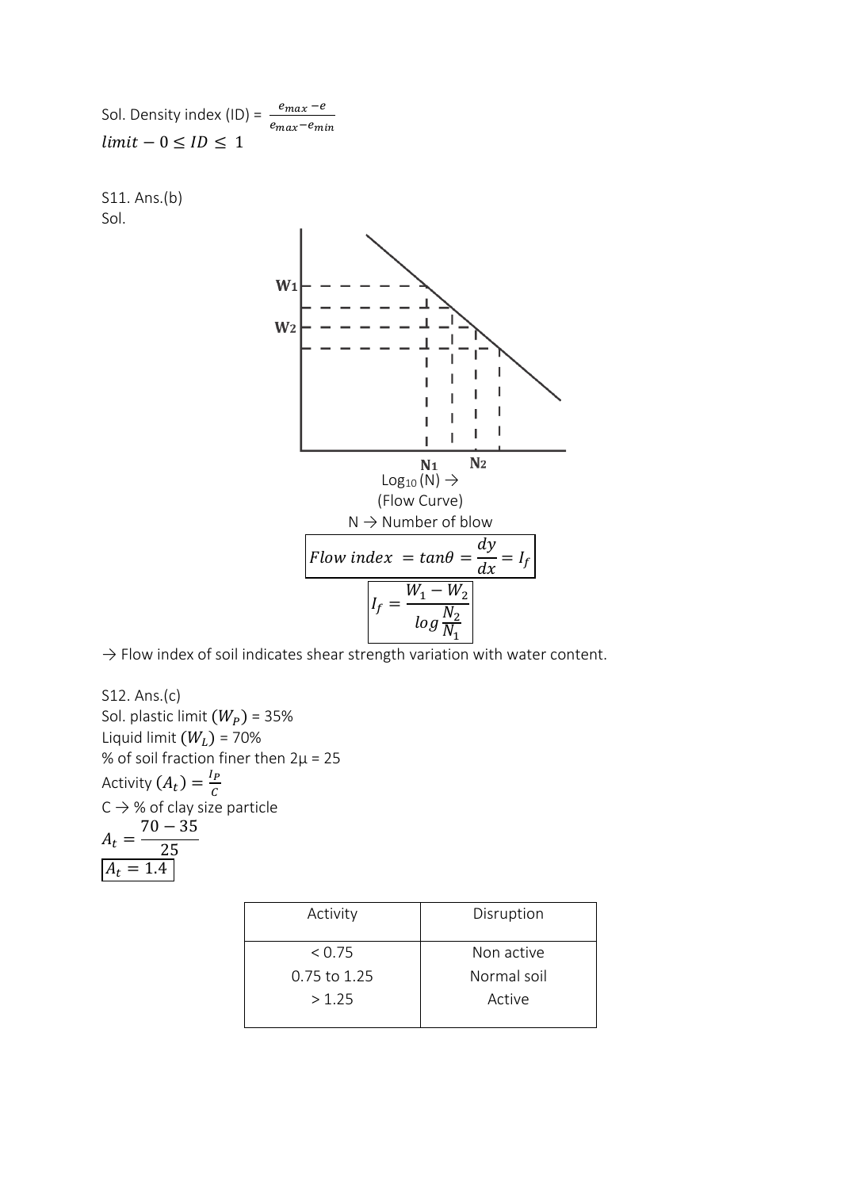Sol. Density index (ID) = $\frac{e_{max} - e}{e_{max} - e_{min}}$

$limit - 0 \leq ID \leq 1$

S11. Ans.(b)

Sol.

W1

W2

N1 N2

$Log_{10}$ (N) →

(Flow Curve)

N → Number of blow

$$Flow\ index\ = tan\theta = \frac{dy}{dx} = I_f$$

$$I_f = \frac{W_1 - W_2}{log\frac{N_2}{N_1}}$$

→ Flow index of soil indicates shear strength variation with water content.

S12. Ans.(c)

Sol. plastic limit $(W_P)$ = 35%

Liquid limit $(W_L)$ = 70%

% of soil fraction finer then 2μ = 25

Activity $(A_t) = \frac{I_P}{C}$

C → % of clay size particle

$$A_t = \frac{70 - 35}{25}$$

$$A_t = 1.4$$

| Activity | Disruption |
|---|---|
| < 0.75 | Non active |
| 0.75 to 1.25 | Normal soil |
| > 1.25 | Active |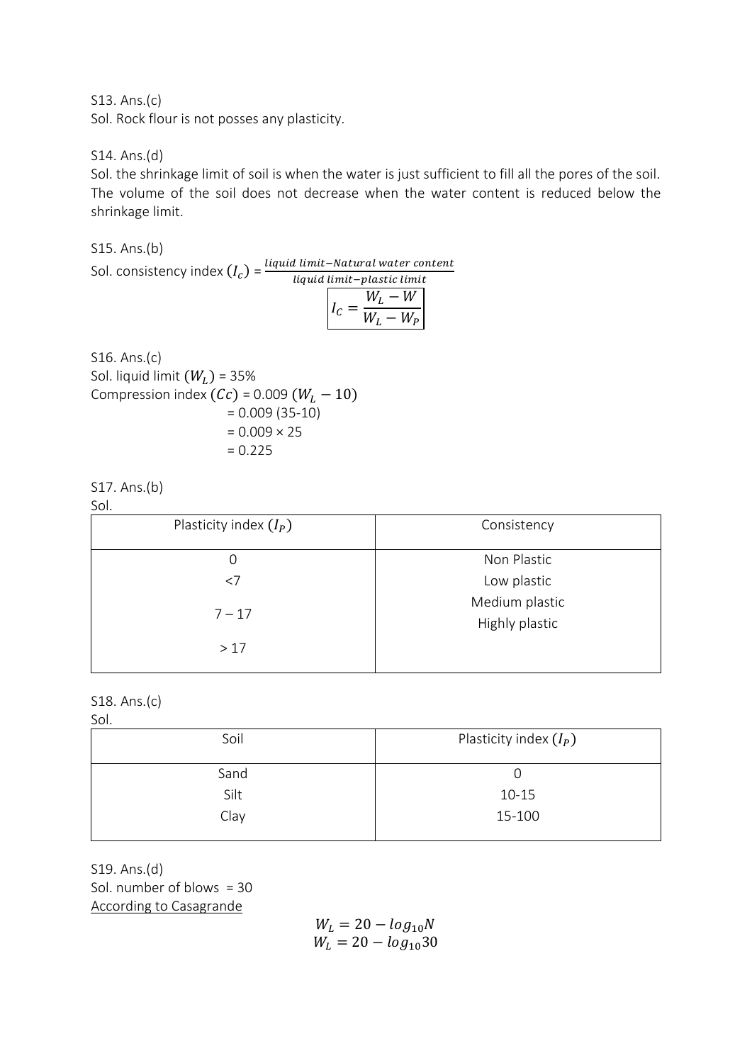S13. Ans.(c)
Sol. Rock flour is not posses any plasticity.

S14. Ans.(d)
Sol. the shrinkage limit of soil is when the water is just sufficient to fill all the pores of the soil. The volume of the soil does not decrease when the water content is reduced below the shrinkage limit.

S15. Ans.(b)
Sol. consistency index $(I_c)$ = $\frac{liquid\ limit - Natural\ water\ content}{liquid\ limit - plastic\ limit}$

$$I_C = \frac{W_L - W}{W_L - W_P}$$

S16. Ans.(c)
Sol. liquid limit $(W_L)$ = 35%
Compression index $(Cc)$ = 0.009 $(W_L - 10)$
= 0.009 (35-10)
= 0.009 × 25
= 0.225

S17. Ans.(b)
Sol.

| Plasticity index $(I_P)$ | Consistency |
|---|---|
| 0 | Non Plastic |
| <7 | Low plastic |
| 7 – 17 | Medium plastic |
| > 17 | Highly plastic |

S18. Ans.(c)
Sol.

| Soil | Plasticity index $(I_P)$ |
|---|---|
| Sand | 0 |
| Silt | 10-15 |
| Clay | 15-100 |

S19. Ans.(d)
Sol. number of blows = 30
<u>According to Casagrande</u>

$$W_L = 20 - log_{10}N$$
$$W_L = 20 - log_{10}30$$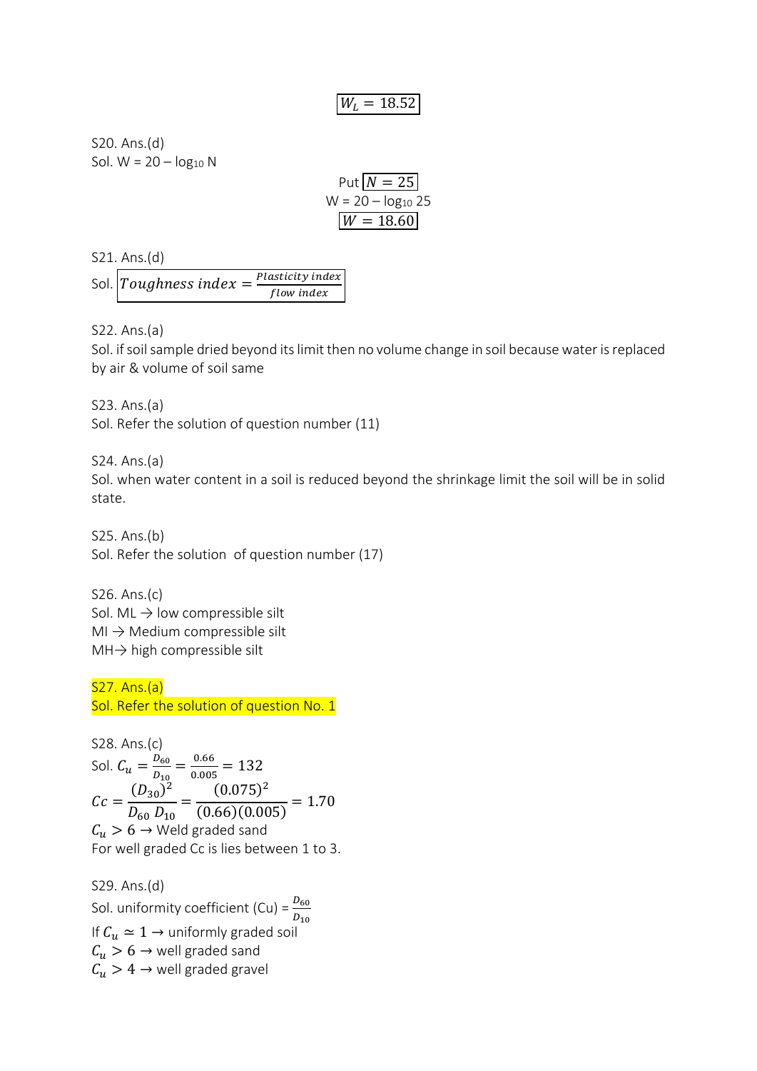$$\boxed{W_L = 18.52}$$

S20. Ans.(d)

Sol. W = 20 – $\log_{10}$ N

Put $\boxed{N = 25}$

W = 20 – $\log_{10}$ 25

$$\boxed{W = 18.60}$$

S21. Ans.(d)

Sol. $\boxed{Toughness\ index = \frac{Plasticity\ index}{flow\ index}}$

S22. Ans.(a)

Sol. if soil sample dried beyond its limit then no volume change in soil because water is replaced by air & volume of soil same

S23. Ans.(a)

Sol. Refer the solution of question number (11)

S24. Ans.(a)

Sol. when water content in a soil is reduced beyond the shrinkage limit the soil will be in solid state.

S25. Ans.(b)

Sol. Refer the solution of question number (17)

S26. Ans.(c)

Sol. ML → low compressible silt

MI → Medium compressible silt

MH→ high compressible silt

S27. Ans.(a)

Sol. Refer the solution of question No. 1

S28. Ans.(c)

Sol. $C_u = \frac{D_{60}}{D_{10}} = \frac{0.66}{0.005} = 132$

$$Cc = \frac{(D_{30})^2}{D_{60}\, D_{10}} = \frac{(0.075)^2}{(0.66)(0.005)} = 1.70$$

$C_u > 6 \rightarrow$ Weld graded sand

For well graded Cc is lies between 1 to 3.

S29. Ans.(d)

Sol. uniformity coefficient (Cu) = $\frac{D_{60}}{D_{10}}$

If $C_u \simeq 1 \rightarrow$ uniformly graded soil

$C_u > 6 \rightarrow$ well graded sand

$C_u > 4 \rightarrow$ well graded gravel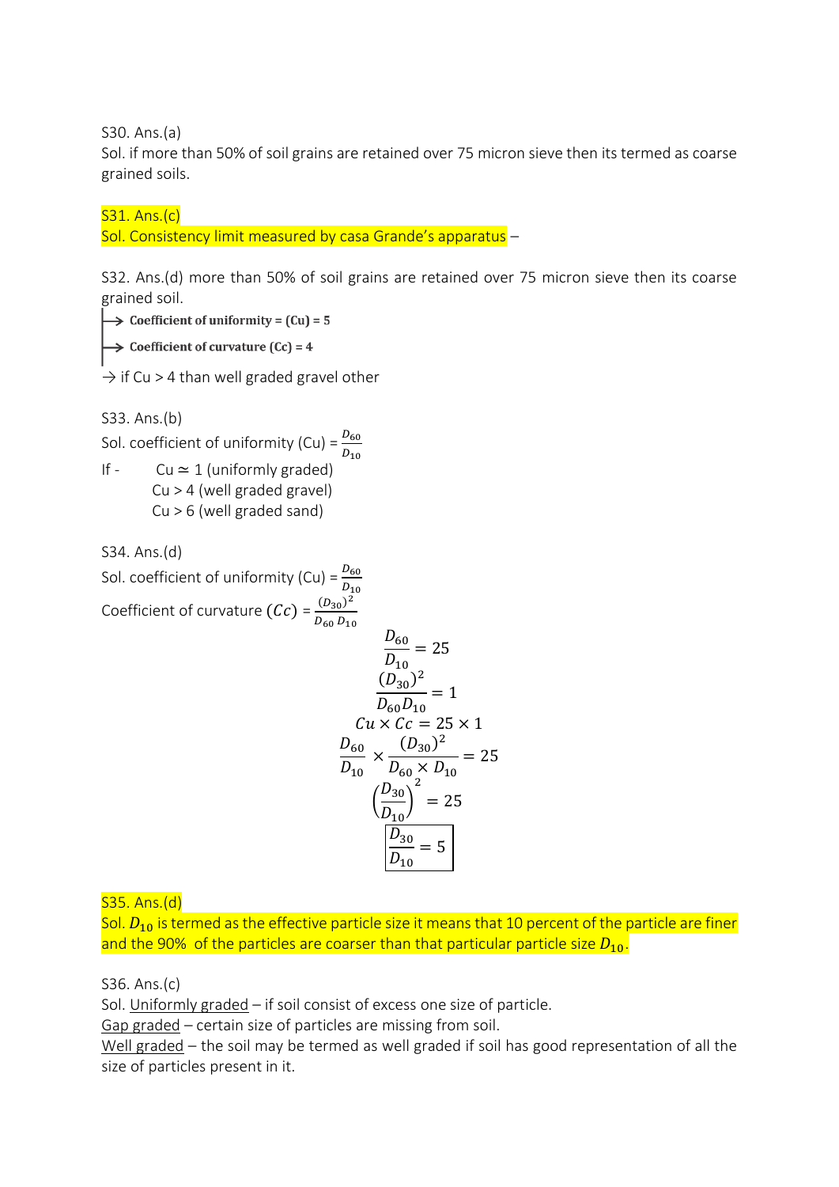S30. Ans.(a)

Sol. if more than 50% of soil grains are retained over 75 micron sieve then its termed as coarse grained soils.

S31. Ans.(c)

Sol. Consistency limit measured by casa Grande's apparatus –

S32. Ans.(d) more than 50% of soil grains are retained over 75 micron sieve then its coarse grained soil.

→ **Coefficient of uniformity = (Cu) = 5**

→ **Coefficient of curvature (Cc) = 4**

→ if Cu > 4 than well graded gravel other

S33. Ans.(b)

Sol. coefficient of uniformity (Cu) = $\frac{D_{60}}{D_{10}}$

If - Cu ≃ 1 (uniformly graded)

Cu > 4 (well graded gravel)

Cu > 6 (well graded sand)

S34. Ans.(d)

Sol. coefficient of uniformity (Cu) = $\frac{D_{60}}{D_{10}}$

Coefficient of curvature $(Cc)$ = $\frac{(D_{30})^2}{D_{60}\,D_{10}}$

$$\frac{D_{60}}{D_{10}} = 25$$

$$\frac{(D_{30})^2}{D_{60}D_{10}} = 1$$

$$Cu \times Cc = 25 \times 1$$

$$\frac{D_{60}}{D_{10}} \times \frac{(D_{30})^2}{D_{60} \times D_{10}} = 25$$

$$\left(\frac{D_{30}}{D_{10}}\right)^2 = 25$$

$$\boxed{\frac{D_{30}}{D_{10}} = 5}$$

S35. Ans.(d)

Sol. $D_{10}$ is termed as the effective particle size it means that 10 percent of the particle are finer and the 90% of the particles are coarser than that particular particle size $D_{10}$.

S36. Ans.(c)

Sol. Uniformly graded – if soil consist of excess one size of particle.

Gap graded – certain size of particles are missing from soil.

Well graded – the soil may be termed as well graded if soil has good representation of all the size of particles present in it.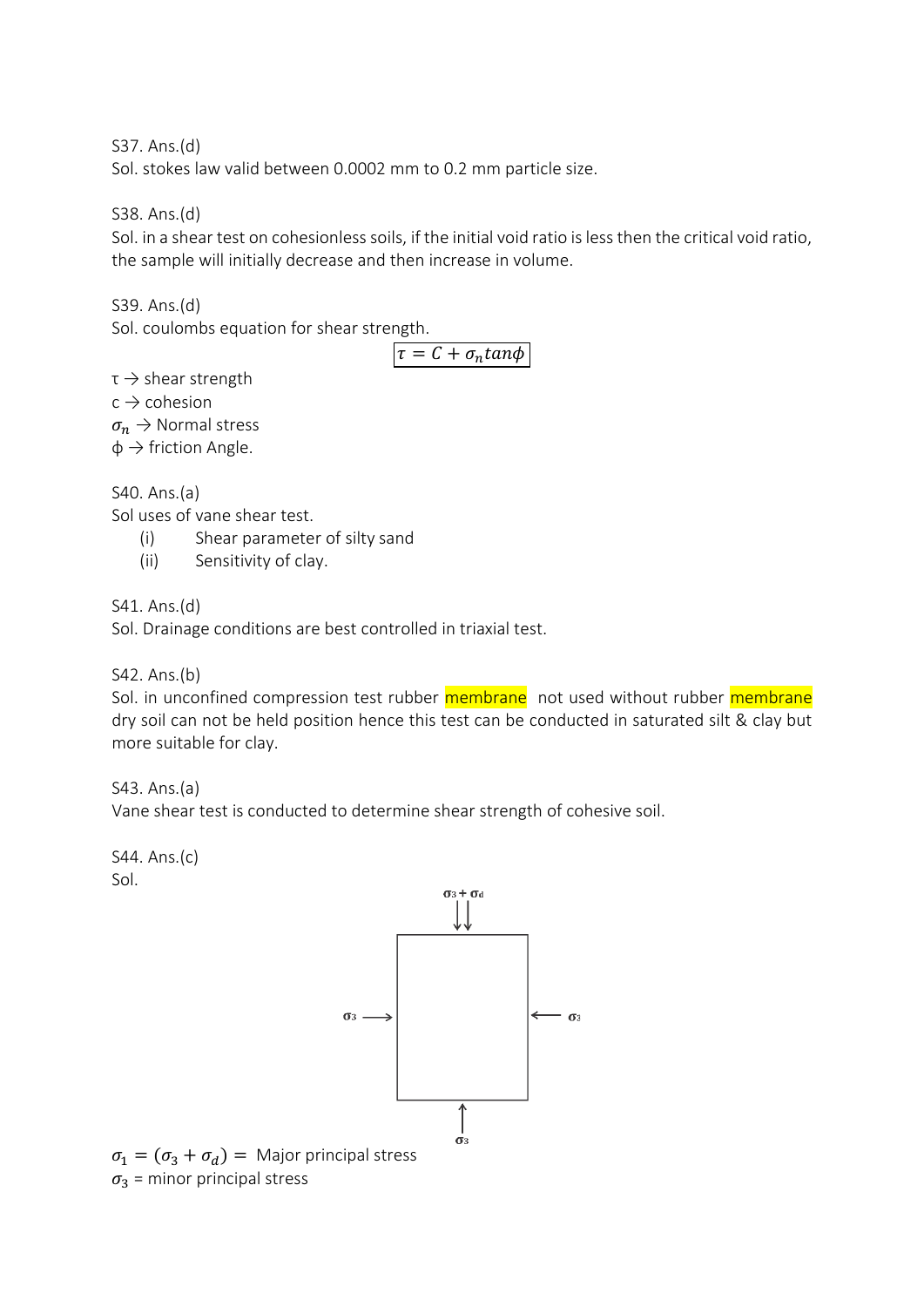S37. Ans.(d)

Sol. stokes law valid between 0.0002 mm to 0.2 mm particle size.

S38. Ans.(d)

Sol. in a shear test on cohesionless soils, if the initial void ratio is less then the critical void ratio, the sample will initially decrease and then increase in volume.

S39. Ans.(d)

Sol. coulombs equation for shear strength.

$$\boxed{\tau = C + \sigma_n tan\phi}$$

τ → shear strength

c → cohesion

$\sigma_n$ → Normal stress

ϕ → friction Angle.

S40. Ans.(a)

Sol uses of vane shear test.

(i) Shear parameter of silty sand

(ii) Sensitivity of clay.

S41. Ans.(d)

Sol. Drainage conditions are best controlled in triaxial test.

S42. Ans.(b)

Sol. in unconfined compression test rubber membrane not used without rubber membrane dry soil can not be held position hence this test can be conducted in saturated silt & clay but more suitable for clay.

S43. Ans.(a)

Vane shear test is conducted to determine shear strength of cohesive soil.

S44. Ans.(c)

Sol.

$\sigma_3 + \sigma_d$

$\sigma_3$

$\sigma_3$

$\sigma_3$

$\sigma_1 = (\sigma_3 + \sigma_d) =$ Major principal stress

$\sigma_3$ = minor principal stress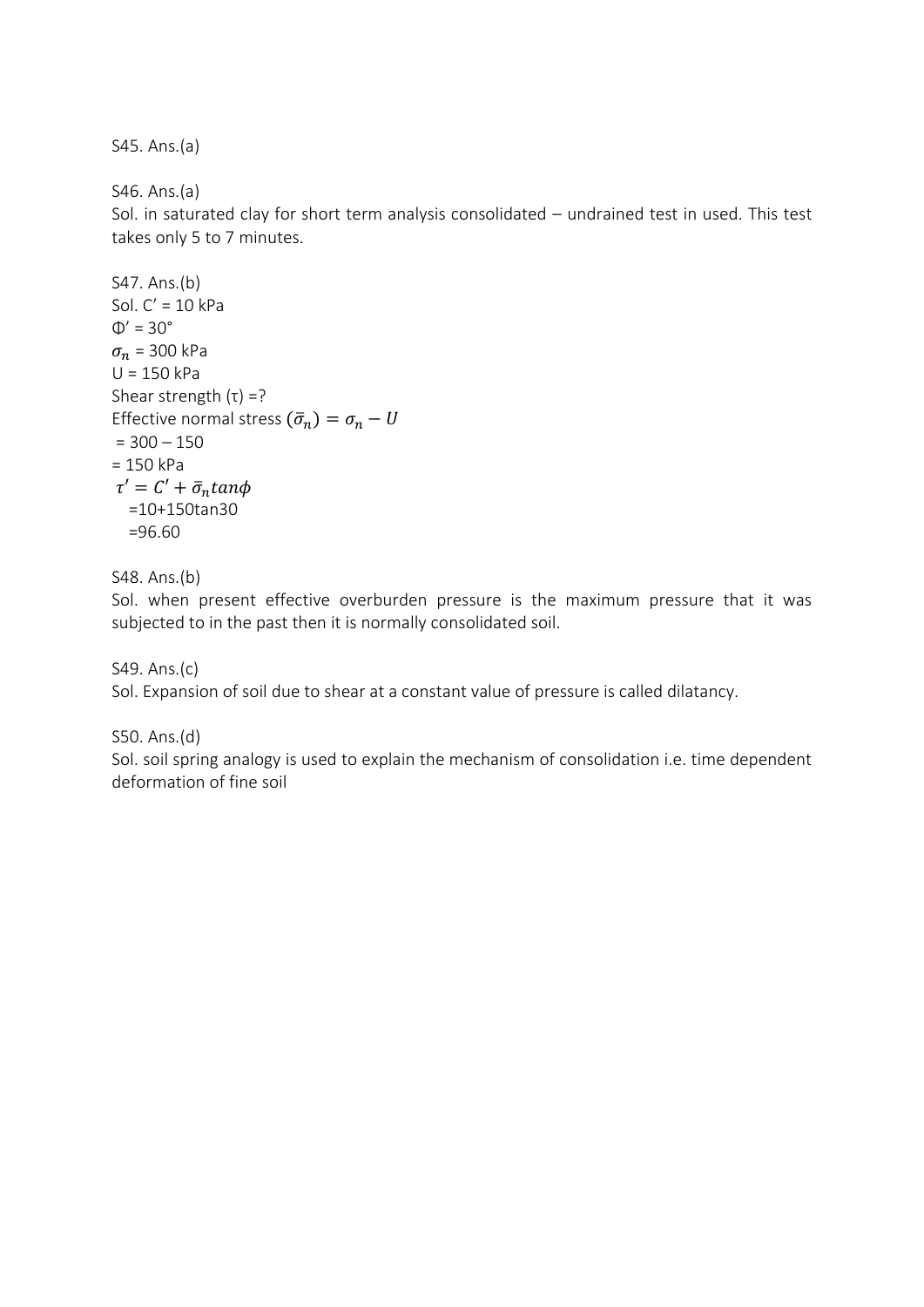S45. Ans.(a)

S46. Ans.(a)

Sol. in saturated clay for short term analysis consolidated – undrained test in used. This test takes only 5 to 7 minutes.

S47. Ans.(b)

Sol. C′ = 10 kPa

Φ′ = 30°

$\sigma_n$ = 300 kPa

U = 150 kPa

Shear strength (τ) =?

Effective normal stress $(\bar{\sigma}_n) = \sigma_n - U$

= 300 – 150

= 150 kPa

$\tau' = C' + \bar{\sigma}_n tan\phi$

=10+150tan30

=96.60

S48. Ans.(b)

Sol. when present effective overburden pressure is the maximum pressure that it was subjected to in the past then it is normally consolidated soil.

S49. Ans.(c)

Sol. Expansion of soil due to shear at a constant value of pressure is called dilatancy.

S50. Ans.(d)

Sol. soil spring analogy is used to explain the mechanism of consolidation i.e. time dependent deformation of fine soil